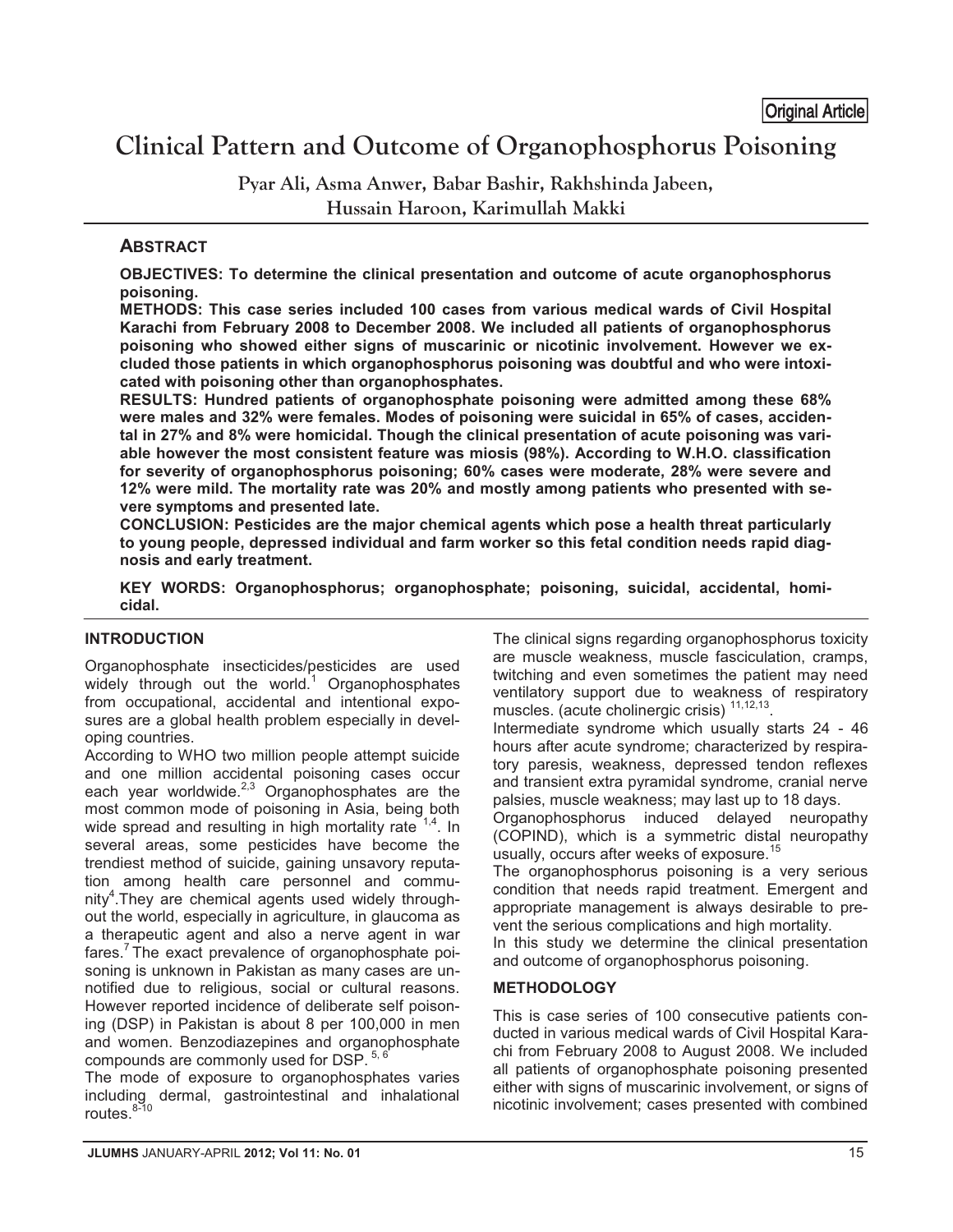Original Article

# Clinical Pattern and Outcome of Organophosphorus Poisoning

Pyar Ali, Asma Anwer, Babar Bashir, Rakhshinda Jabeen, Hussain Haroon, Karimullah Makki

## ABSTRACT

**OBJECTIVES: To determine the clinical presentation and outcome of acute organophosphorus poisoning.**

**METHODS: This case series included 100 cases from various medical wards of Civil Hospital Karachi from February 2008 to December 2008. We included all patients of organophosphorus poisoning who showed either signs of muscarinic or nicotinic involvement. However we excluded those patients in which organophosphorus poisoning was doubtful and who were intoxicated with poisoning other than organophosphates.**

**RESULTS: Hundred patients of organophosphate poisoning were admitted among these 68% were males and 32% were females. Modes of poisoning were suicidal in 65% of cases, accidental in 27% and 8% were homicidal. Though the clinical presentation of acute poisoning was variable however the most consistent feature was miosis (98%). According to W.H.O. classification for severity of organophosphorus poisoning; 60% cases were moderate, 28% were severe and 12% were mild. The mortality rate was 20% and mostly among patients who presented with severe symptoms and presented late.**

**CONCLUSION: Pesticides are the major chemical agents which pose a health threat particularly to young people, depressed individual and farm worker so this fetal condition needs rapid diagnosis and early treatment.**

**KEY WORDS: Organophosphorus; organophosphate; poisoning, suicidal, accidental, homicidal.**

### INTRODUCTION

Organophosphate insecticides/pesticides are used widely through out the world.[1] Organophosphates from occupational, accidental and intentional exposures are a global health problem especially in developing countries.

According to WHO two million people attempt suicide and one million accidental poisoning cases occur each year worldwide.[2,3] Organophosphates are the most common mode of poisoning in Asia, being both wide spread and resulting in high mortality rate [1,4]. In several areas, some pesticides have become the trendiest method of suicide, gaining unsavory reputation among health care personnel and community[4].They are chemical agents used widely throughout the world, especially in agriculture, in glaucoma as a therapeutic agent and also a nerve agent in war fares.[7] The exact prevalence of organophosphate poisoning is unknown in Pakistan as many cases are unnotified due to religious, social or cultural reasons. However reported incidence of deliberate self poisoning (DSP) in Pakistan is about 8 per 100,000 in men and women. Benzodiazepines and organophosphate compounds are commonly used for DSP. [5, 6]

The mode of exposure to organophosphates varies including dermal, gastrointestinal and inhalational routes.[8-10]

The clinical signs regarding organophosphorus toxicity are muscle weakness, muscle fasciculation, cramps, twitching and even sometimes the patient may need ventilatory support due to weakness of respiratory muscles. (acute cholinergic crisis) [11,12,13].

Intermediate syndrome which usually starts 24 - 46 hours after acute syndrome; characterized by respiratory paresis, weakness, depressed tendon reflexes and transient extra pyramidal syndrome, cranial nerve palsies, muscle weakness; may last up to 18 days.

Organophosphorus induced delayed neuropathy (COPIND), which is a symmetric distal neuropathy usually, occurs after weeks of exposure.[15]

The organophosphorus poisoning is a very serious condition that needs rapid treatment. Emergent and appropriate management is always desirable to prevent the serious complications and high mortality.

In this study we determine the clinical presentation and outcome of organophosphorus poisoning.

### METHODOLOGY

This is case series of 100 consecutive patients conducted in various medical wards of Civil Hospital Karachi from February 2008 to August 2008. We included all patients of organophosphate poisoning presented either with signs of muscarinic involvement, or signs of nicotinic involvement; cases presented with combined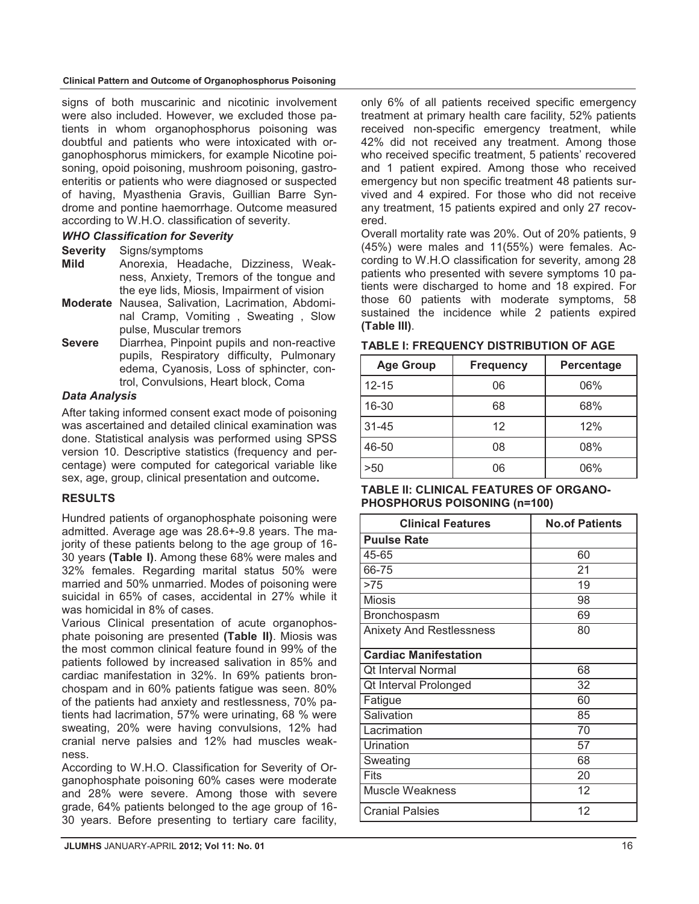signs of both muscarinic and nicotinic involvement were also included. However, we excluded those patients in whom organophosphorus poisoning was doubtful and patients who were intoxicated with organophosphorus mimickers, for example Nicotine poisoning, opoid poisoning, mushroom poisoning, gastroenteritis or patients who were diagnosed or suspected of having, Myasthenia Gravis, Guillian Barre Syndrome and pontine haemorrhage. Outcome measured according to W.H.O. classification of severity.

### *WHO Classification for Severity*

| **Severity** | Signs/symptoms |
|---|---|
| **Mild** | Anorexia, Headache, Dizziness, Weakness, Anxiety, Tremors of the tongue and the eye lids, Miosis, Impairment of vision |
| **Moderate** | Nausea, Salivation, Lacrimation, Abdominal Cramp, Vomiting , Sweating , Slow pulse, Muscular tremors |
| **Severe** | Diarrhea, Pinpoint pupils and non-reactive pupils, Respiratory difficulty, Pulmonary edema, Cyanosis, Loss of sphincter, control, Convulsions, Heart block, Coma |

### *Data Analysis*

After taking informed consent exact mode of poisoning was ascertained and detailed clinical examination was done. Statistical analysis was performed using SPSS version 10. Descriptive statistics (frequency and percentage) were computed for categorical variable like sex, age, group, clinical presentation and outcome**.**

## RESULTS

Hundred patients of organophosphate poisoning were admitted. Average age was 28.6+-9.8 years. The majority of these patients belong to the age group of 16-30 years **(Table I)**. Among these 68% were males and 32% females. Regarding marital status 50% were married and 50% unmarried. Modes of poisoning were suicidal in 65% of cases, accidental in 27% while it was homicidal in 8% of cases.

Various Clinical presentation of acute organophosphate poisoning are presented **(Table II)**. Miosis was the most common clinical feature found in 99% of the patients followed by increased salivation in 85% and cardiac manifestation in 32%. In 69% patients bronchospam and in 60% patients fatigue was seen. 80% of the patients had anxiety and restlessness, 70% patients had lacrimation, 57% were urinating, 68 % were sweating, 20% were having convulsions, 12% had cranial nerve palsies and 12% had muscles weakness.

According to W.H.O. Classification for Severity of Organophosphate poisoning 60% cases were moderate and 28% were severe. Among those with severe grade, 64% patients belonged to the age group of 16-30 years. Before presenting to tertiary care facility, only 6% of all patients received specific emergency treatment at primary health care facility, 52% patients received non-specific emergency treatment, while 42% did not received any treatment. Among those who received specific treatment, 5 patients' recovered and 1 patient expired. Among those who received emergency but non specific treatment 48 patients survived and 4 expired. For those who did not receive any treatment, 15 patients expired and only 27 recovered.

Overall mortality rate was 20%. Out of 20% patients, 9 (45%) were males and 11(55%) were females. According to W.H.O classification for severity, among 28 patients who presented with severe symptoms 10 patients were discharged to home and 18 expired. For those 60 patients with moderate symptoms, 58 sustained the incidence while 2 patients expired **(Table III)**.

**TABLE I: FREQUENCY DISTRIBUTION OF AGE**

| Age Group | Frequency | Percentage |
|---|---|---|
| 12-15 | 06 | 06% |
| 16-30 | 68 | 68% |
| 31-45 | 12 | 12% |
| 46-50 | 08 | 08% |
| >50 | 06 | 06% |

**TABLE II: CLINICAL FEATURES OF ORGANOPHOSPHORUS POISONING (n=100)**

| Clinical Features | No.of Patients |
|---|---|
| **Puulse Rate** | |
| 45-65 | 60 |
| 66-75 | 21 |
| >75 | 19 |
| Miosis | 98 |
| Bronchospasm | 69 |
| Anixety And Restlessness | 80 |
| **Cardiac Manifestation** | |
| Qt Interval Normal | 68 |
| Qt Interval Prolonged | 32 |
| Fatigue | 60 |
| Salivation | 85 |
| Lacrimation | 70 |
| Urination | 57 |
| Sweating | 68 |
| Fits | 20 |
| Muscle Weakness | 12 |
| Cranial Palsies | 12 |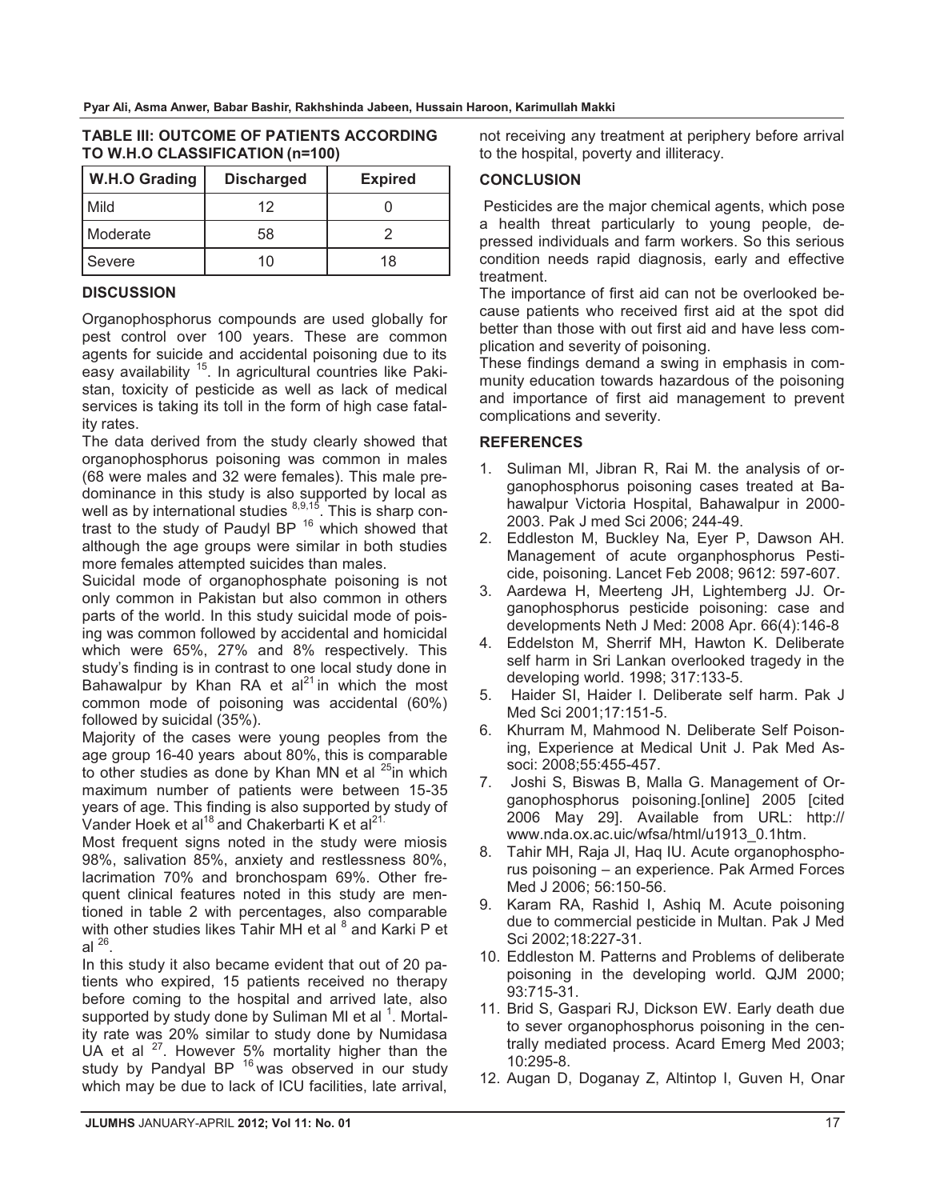**TABLE III: OUTCOME OF PATIENTS ACCORDING TO W.H.O CLASSIFICATION (n=100)**

| W.H.O Grading | Discharged | Expired |
|---|---|---|
| Mild | 12 | 0 |
| Moderate | 58 | 2 |
| Severe | 10 | 18 |

## DISCUSSION

Organophosphorus compounds are used globally for pest control over 100 years. These are common agents for suicide and accidental poisoning due to its easy availability [15]. In agricultural countries like Pakistan, toxicity of pesticide as well as lack of medical services is taking its toll in the form of high case fatality rates.

The data derived from the study clearly showed that organophosphorus poisoning was common in males (68 were males and 32 were females). This male predominance in this study is also supported by local as well as by international studies [8,9,15]. This is sharp contrast to the study of Paudyl BP [16] which showed that although the age groups were similar in both studies more females attempted suicides than males.

Suicidal mode of organophosphate poisoning is not only common in Pakistan but also common in others parts of the world. In this study suicidal mode of poising was common followed by accidental and homicidal which were 65%, 27% and 8% respectively. This study's finding is in contrast to one local study done in Bahawalpur by Khan RA et al[21] in which the most common mode of poisoning was accidental (60%) followed by suicidal (35%).

Majority of the cases were young peoples from the age group 16-40 years about 80%, this is comparable to other studies as done by Khan MN et al [25]in which maximum number of patients were between 15-35 years of age. This finding is also supported by study of Vander Hoek et al[18] and Chakerbarti K et al[21].

Most frequent signs noted in the study were miosis 98%, salivation 85%, anxiety and restlessness 80%, lacrimation 70% and bronchospam 69%. Other frequent clinical features noted in this study are mentioned in table 2 with percentages, also comparable with other studies likes Tahir MH et al [8] and Karki P et al [26].

In this study it also became evident that out of 20 patients who expired, 15 patients received no therapy before coming to the hospital and arrived late, also supported by study done by Suliman MI et al [1]. Mortality rate was 20% similar to study done by Numidasa UA et al [27]. However 5% mortality higher than the study by Pandyal BP [16] was observed in our study which may be due to lack of ICU facilities, late arrival, not receiving any treatment at periphery before arrival to the hospital, poverty and illiteracy.

## CONCLUSION

Pesticides are the major chemical agents, which pose a health threat particularly to young people, depressed individuals and farm workers. So this serious condition needs rapid diagnosis, early and effective treatment.

The importance of first aid can not be overlooked because patients who received first aid at the spot did better than those with out first aid and have less complication and severity of poisoning.

These findings demand a swing in emphasis in community education towards hazardous of the poisoning and importance of first aid management to prevent complications and severity.

## REFERENCES

1. Suliman MI, Jibran R, Rai M. the analysis of organophosphorus poisoning cases treated at Bahawalpur Victoria Hospital, Bahawalpur in 2000-2003. Pak J med Sci 2006; 244-49.
2. Eddleston M, Buckley Na, Eyer P, Dawson AH. Management of acute organphosphorus Pesticide, poisoning. Lancet Feb 2008; 9612: 597-607.
3. Aardewa H, Meerteng JH, Lightemberg JJ. Organophosphorus pesticide poisoning: case and developments Neth J Med: 2008 Apr. 66(4):146-8
4. Eddelston M, Sherrif MH, Hawton K. Deliberate self harm in Sri Lankan overlooked tragedy in the developing world. 1998; 317:133-5.
5. Haider SI, Haider I. Deliberate self harm. Pak J Med Sci 2001;17:151-5.
6. Khurram M, Mahmood N. Deliberate Self Poisoning, Experience at Medical Unit J. Pak Med Associ: 2008;55:455-457.
7. Joshi S, Biswas B, Malla G. Management of Organophosphorus poisoning.[online] 2005 [cited 2006 May 29]. Available from URL: http://www.nda.ox.ac.uic/wfsa/html/u1913_0.1htm.
8. Tahir MH, Raja JI, Haq IU. Acute organophosphorus poisoning – an experience. Pak Armed Forces Med J 2006; 56:150-56.
9. Karam RA, Rashid I, Ashiq M. Acute poisoning due to commercial pesticide in Multan. Pak J Med Sci 2002;18:227-31.
10. Eddleston M. Patterns and Problems of deliberate poisoning in the developing world. QJM 2000; 93:715-31.
11. Brid S, Gaspari RJ, Dickson EW. Early death due to sever organophosphorus poisoning in the centrally mediated process. Acard Emerg Med 2003; 10:295-8.
12. Augan D, Doganay Z, Altintop I, Guven H, Onar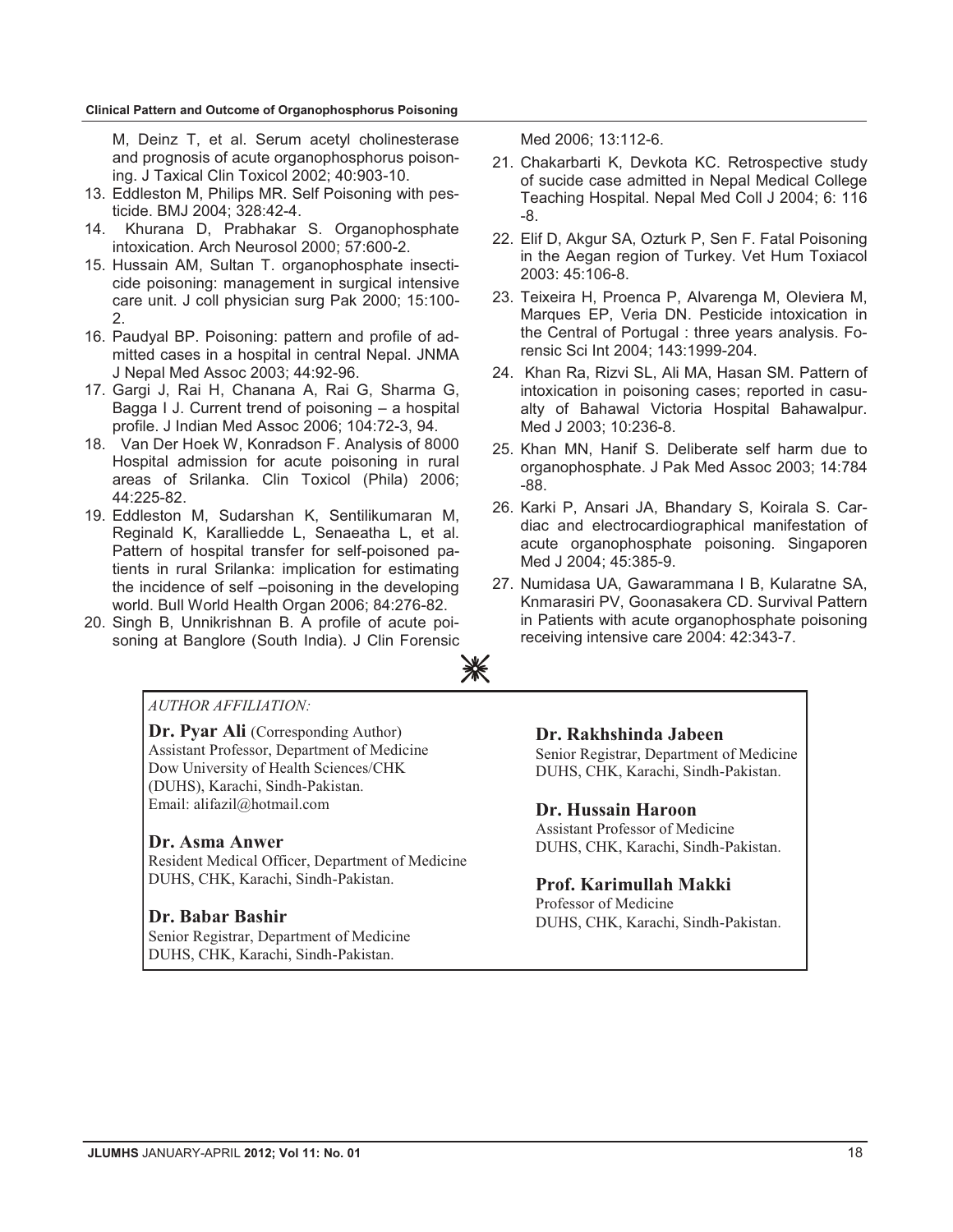M, Deinz T, et al. Serum acetyl cholinesterase and prognosis of acute organophosphorus poisoning. J Taxical Clin Toxicol 2002; 40:903-10.

13. Eddleston M, Philips MR. Self Poisoning with pesticide. BMJ 2004; 328:42-4.
14. Khurana D, Prabhakar S. Organophosphate intoxication. Arch Neurosol 2000; 57:600-2.
15. Hussain AM, Sultan T. organophosphate insecticide poisoning: management in surgical intensive care unit. J coll physician surg Pak 2000; 15:100-2.
16. Paudyal BP. Poisoning: pattern and profile of admitted cases in a hospital in central Nepal. JNMA J Nepal Med Assoc 2003; 44:92-96.
17. Gargi J, Rai H, Chanana A, Rai G, Sharma G, Bagga I J. Current trend of poisoning – a hospital profile. J Indian Med Assoc 2006; 104:72-3, 94.
18. Van Der Hoek W, Konradson F. Analysis of 8000 Hospital admission for acute poisoning in rural areas of Srilanka. Clin Toxicol (Phila) 2006; 44:225-82.
19. Eddleston M, Sudarshan K, Sentilikumaran M, Reginald K, Karalliedde L, Senaeatha L, et al. Pattern of hospital transfer for self-poisoned patients in rural Srilanka: implication for estimating the incidence of self –poisoning in the developing world. Bull World Health Organ 2006; 84:276-82.
20. Singh B, Unnikrishnan B. A profile of acute poisoning at Banglore (South India). J Clin Forensic Med 2006; 13:112-6.
21. Chakarbarti K, Devkota KC. Retrospective study of sucide case admitted in Nepal Medical College Teaching Hospital. Nepal Med Coll J 2004; 6: 116-8.
22. Elif D, Akgur SA, Ozturk P, Sen F. Fatal Poisoning in the Aegan region of Turkey. Vet Hum Toxiacol 2003: 45:106-8.
23. Teixeira H, Proenca P, Alvarenga M, Oleviera M, Marques EP, Veria DN. Pesticide intoxication in the Central of Portugal : three years analysis. Forensic Sci Int 2004; 143:1999-204.
24. Khan Ra, Rizvi SL, Ali MA, Hasan SM. Pattern of intoxication in poisoning cases; reported in casualty of Bahawal Victoria Hospital Bahawalpur. Med J 2003; 10:236-8.
25. Khan MN, Hanif S. Deliberate self harm due to organophosphate. J Pak Med Assoc 2003; 14:784-88.
26. Karki P, Ansari JA, Bhandary S, Koirala S. Cardiac and electrocardiographical manifestation of acute organophosphate poisoning. Singaporen Med J 2004; 45:385-9.
27. Numidasa UA, Gawarammana I B, Kularatne SA, Knmarasiri PV, Goonasakera CD. Survival Pattern in Patients with acute organophosphate poisoning receiving intensive care 2004: 42:343-7.

*AUTHOR AFFILIATION:*

**Dr. Pyar Ali** (Corresponding Author)
Assistant Professor, Department of Medicine
Dow University of Health Sciences/CHK
(DUHS), Karachi, Sindh-Pakistan.
Email: alifazil@hotmail.com

**Dr. Asma Anwer**
Resident Medical Officer, Department of Medicine
DUHS, CHK, Karachi, Sindh-Pakistan.

**Dr. Babar Bashir**
Senior Registrar, Department of Medicine
DUHS, CHK, Karachi, Sindh-Pakistan.

**Dr. Rakhshinda Jabeen**
Senior Registrar, Department of Medicine
DUHS, CHK, Karachi, Sindh-Pakistan.

**Dr. Hussain Haroon**
Assistant Professor of Medicine
DUHS, CHK, Karachi, Sindh-Pakistan.

**Prof. Karimullah Makki**
Professor of Medicine
DUHS, CHK, Karachi, Sindh-Pakistan.